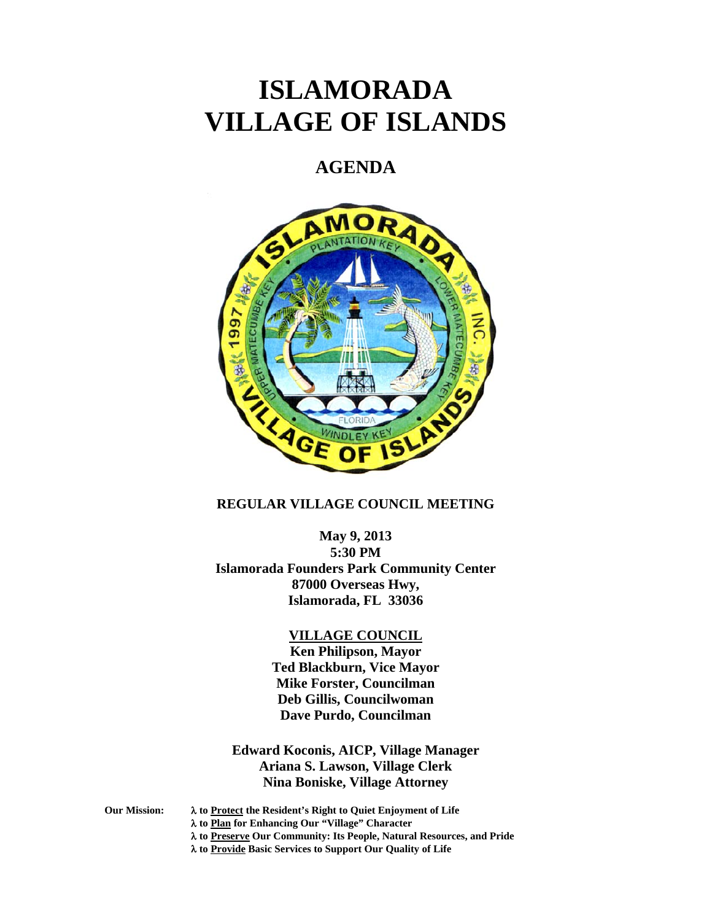# ISLAMORADA VILLAGE OF ISLANDS

## AGENDA

**REGULAR VILLAGE COUNCIL MEETING**

**May 9, 2013**
**5:30 PM**
**Islamorada Founders Park Community Center**
**87000 Overseas Hwy,**
**Islamorada, FL 33036**

**VILLAGE COUNCIL**
**Ken Philipson, Mayor**
**Ted Blackburn, Vice Mayor**
**Mike Forster, Councilman**
**Deb Gillis, Councilwoman**
**Dave Purdo, Councilman**

**Edward Koconis, AICP, Village Manager**
**Ariana S. Lawson, Village Clerk**
**Nina Boniske, Village Attorney**

**Our Mission:**

- **to Protect the Resident's Right to Quiet Enjoyment of Life**
- **to Plan for Enhancing Our "Village" Character**
- **to Preserve Our Community: Its People, Natural Resources, and Pride**
- **to Provide Basic Services to Support Our Quality of Life**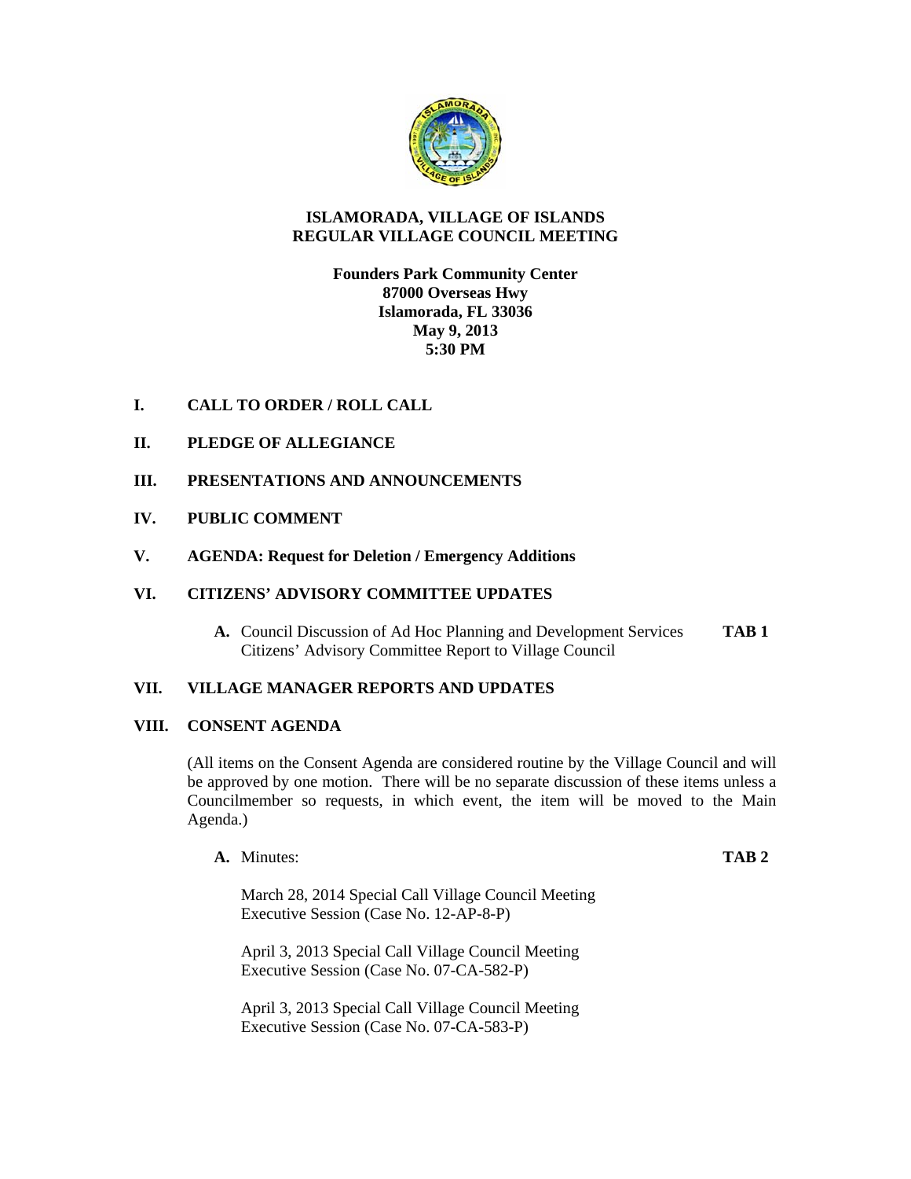# ISLAMORADA, VILLAGE OF ISLANDS
## REGULAR VILLAGE COUNCIL MEETING

**Founders Park Community Center**
**87000 Overseas Hwy**
**Islamorada, FL 33036**
**May 9, 2013**
**5:30 PM**

**I. CALL TO ORDER / ROLL CALL**

**II. PLEDGE OF ALLEGIANCE**

**III. PRESENTATIONS AND ANNOUNCEMENTS**

**IV. PUBLIC COMMENT**

**V. AGENDA: Request for Deletion / Emergency Additions**

**VI. CITIZENS' ADVISORY COMMITTEE UPDATES**

**A.** Council Discussion of Ad Hoc Planning and Development Services Citizens' Advisory Committee Report to Village Council **TAB 1**

**VII. VILLAGE MANAGER REPORTS AND UPDATES**

**VIII. CONSENT AGENDA**

(All items on the Consent Agenda are considered routine by the Village Council and will be approved by one motion. There will be no separate discussion of these items unless a Councilmember so requests, in which event, the item will be moved to the Main Agenda.)

**A.** Minutes: **TAB 2**

March 28, 2014 Special Call Village Council Meeting
Executive Session (Case No. 12-AP-8-P)

April 3, 2013 Special Call Village Council Meeting
Executive Session (Case No. 07-CA-582-P)

April 3, 2013 Special Call Village Council Meeting
Executive Session (Case No. 07-CA-583-P)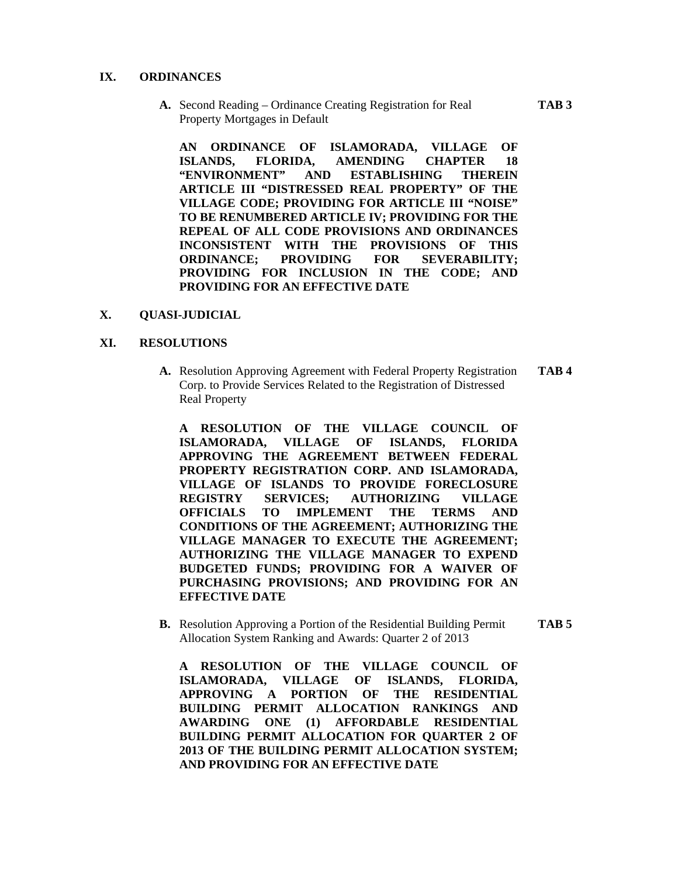## IX. ORDINANCES

**A.** Second Reading – Ordinance Creating Registration for Real Property Mortgages in Default **TAB 3**

**AN ORDINANCE OF ISLAMORADA, VILLAGE OF ISLANDS, FLORIDA, AMENDING CHAPTER 18 "ENVIRONMENT" AND ESTABLISHING THEREIN ARTICLE III "DISTRESSED REAL PROPERTY" OF THE VILLAGE CODE; PROVIDING FOR ARTICLE III "NOISE" TO BE RENUMBERED ARTICLE IV; PROVIDING FOR THE REPEAL OF ALL CODE PROVISIONS AND ORDINANCES INCONSISTENT WITH THE PROVISIONS OF THIS ORDINANCE; PROVIDING FOR SEVERABILITY; PROVIDING FOR INCLUSION IN THE CODE; AND PROVIDING FOR AN EFFECTIVE DATE**

## X. QUASI-JUDICIAL

## XI. RESOLUTIONS

**A.** Resolution Approving Agreement with Federal Property Registration Corp. to Provide Services Related to the Registration of Distressed Real Property **TAB 4**

**A RESOLUTION OF THE VILLAGE COUNCIL OF ISLAMORADA, VILLAGE OF ISLANDS, FLORIDA APPROVING THE AGREEMENT BETWEEN FEDERAL PROPERTY REGISTRATION CORP. AND ISLAMORADA, VILLAGE OF ISLANDS TO PROVIDE FORECLOSURE REGISTRY SERVICES; AUTHORIZING VILLAGE OFFICIALS TO IMPLEMENT THE TERMS AND CONDITIONS OF THE AGREEMENT; AUTHORIZING THE VILLAGE MANAGER TO EXECUTE THE AGREEMENT; AUTHORIZING THE VILLAGE MANAGER TO EXPEND BUDGETED FUNDS; PROVIDING FOR A WAIVER OF PURCHASING PROVISIONS; AND PROVIDING FOR AN EFFECTIVE DATE**

**B.** Resolution Approving a Portion of the Residential Building Permit Allocation System Ranking and Awards: Quarter 2 of 2013 **TAB 5**

**A RESOLUTION OF THE VILLAGE COUNCIL OF ISLAMORADA, VILLAGE OF ISLANDS, FLORIDA, APPROVING A PORTION OF THE RESIDENTIAL BUILDING PERMIT ALLOCATION RANKINGS AND AWARDING ONE (1) AFFORDABLE RESIDENTIAL BUILDING PERMIT ALLOCATION FOR QUARTER 2 OF 2013 OF THE BUILDING PERMIT ALLOCATION SYSTEM; AND PROVIDING FOR AN EFFECTIVE DATE**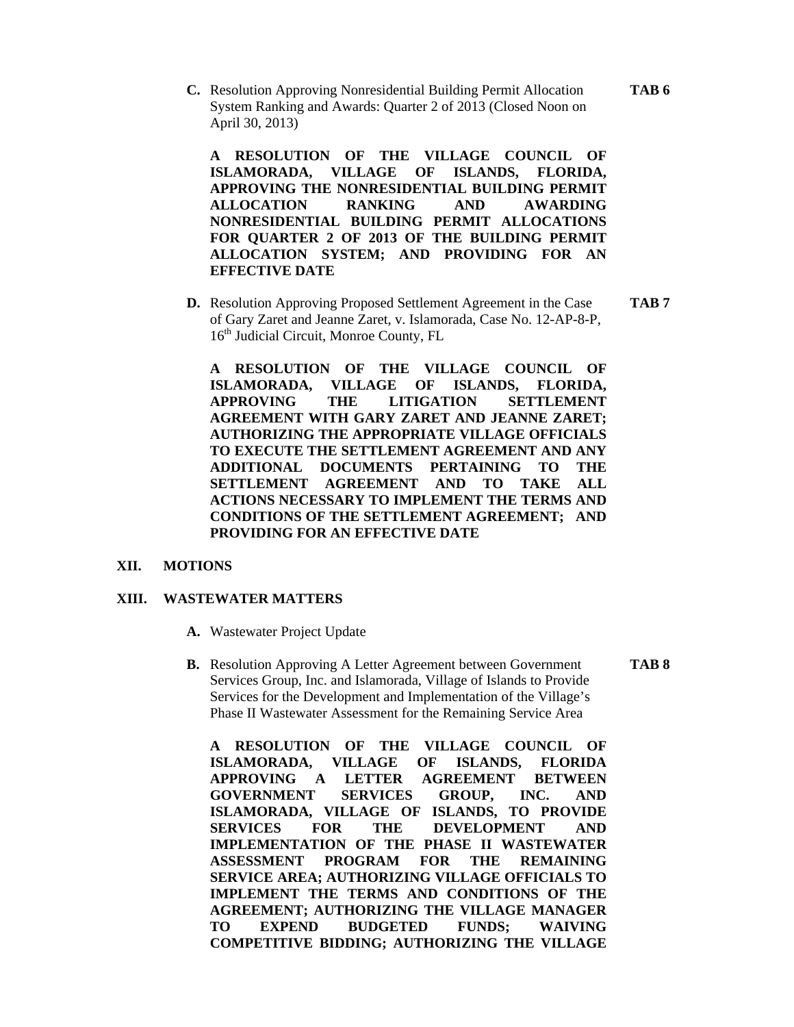**C.** Resolution Approving Nonresidential Building Permit Allocation System Ranking and Awards: Quarter 2 of 2013 (Closed Noon on April 30, 2013) **TAB 6**

**A RESOLUTION OF THE VILLAGE COUNCIL OF ISLAMORADA, VILLAGE OF ISLANDS, FLORIDA, APPROVING THE NONRESIDENTIAL BUILDING PERMIT ALLOCATION RANKING AND AWARDING NONRESIDENTIAL BUILDING PERMIT ALLOCATIONS FOR QUARTER 2 OF 2013 OF THE BUILDING PERMIT ALLOCATION SYSTEM; AND PROVIDING FOR AN EFFECTIVE DATE**

**D.** Resolution Approving Proposed Settlement Agreement in the Case of Gary Zaret and Jeanne Zaret, v. Islamorada, Case No. 12-AP-8-P, 16th Judicial Circuit, Monroe County, FL **TAB 7**

**A RESOLUTION OF THE VILLAGE COUNCIL OF ISLAMORADA, VILLAGE OF ISLANDS, FLORIDA, APPROVING THE LITIGATION SETTLEMENT AGREEMENT WITH GARY ZARET AND JEANNE ZARET; AUTHORIZING THE APPROPRIATE VILLAGE OFFICIALS TO EXECUTE THE SETTLEMENT AGREEMENT AND ANY ADDITIONAL DOCUMENTS PERTAINING TO THE SETTLEMENT AGREEMENT AND TO TAKE ALL ACTIONS NECESSARY TO IMPLEMENT THE TERMS AND CONDITIONS OF THE SETTLEMENT AGREEMENT; AND PROVIDING FOR AN EFFECTIVE DATE**

## XII. MOTIONS

## XIII. WASTEWATER MATTERS

**A.** Wastewater Project Update

**B.** Resolution Approving A Letter Agreement between Government Services Group, Inc. and Islamorada, Village of Islands to Provide Services for the Development and Implementation of the Village's Phase II Wastewater Assessment for the Remaining Service Area **TAB 8**

**A RESOLUTION OF THE VILLAGE COUNCIL OF ISLAMORADA, VILLAGE OF ISLANDS, FLORIDA APPROVING A LETTER AGREEMENT BETWEEN GOVERNMENT SERVICES GROUP, INC. AND ISLAMORADA, VILLAGE OF ISLANDS, TO PROVIDE SERVICES FOR THE DEVELOPMENT AND IMPLEMENTATION OF THE PHASE II WASTEWATER ASSESSMENT PROGRAM FOR THE REMAINING SERVICE AREA; AUTHORIZING VILLAGE OFFICIALS TO IMPLEMENT THE TERMS AND CONDITIONS OF THE AGREEMENT; AUTHORIZING THE VILLAGE MANAGER TO EXPEND BUDGETED FUNDS; WAIVING COMPETITIVE BIDDING; AUTHORIZING THE VILLAGE**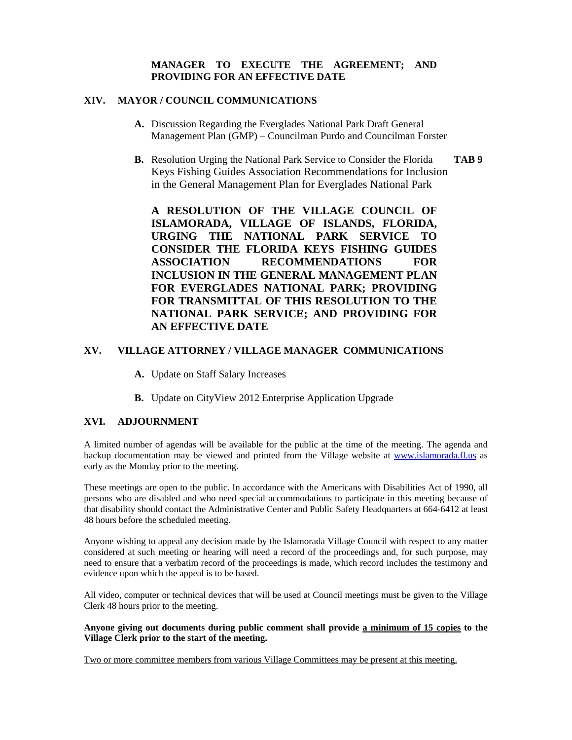**MANAGER TO EXECUTE THE AGREEMENT; AND PROVIDING FOR AN EFFECTIVE DATE**

## XIV. MAYOR / COUNCIL COMMUNICATIONS

**A.** Discussion Regarding the Everglades National Park Draft General Management Plan (GMP) – Councilman Purdo and Councilman Forster

**B.** Resolution Urging the National Park Service to Consider the Florida Keys Fishing Guides Association Recommendations for Inclusion in the General Management Plan for Everglades National Park **TAB 9**

**A RESOLUTION OF THE VILLAGE COUNCIL OF ISLAMORADA, VILLAGE OF ISLANDS, FLORIDA, URGING THE NATIONAL PARK SERVICE TO CONSIDER THE FLORIDA KEYS FISHING GUIDES ASSOCIATION RECOMMENDATIONS FOR INCLUSION IN THE GENERAL MANAGEMENT PLAN FOR EVERGLADES NATIONAL PARK; PROVIDING FOR TRANSMITTAL OF THIS RESOLUTION TO THE NATIONAL PARK SERVICE; AND PROVIDING FOR AN EFFECTIVE DATE**

## XV. VILLAGE ATTORNEY / VILLAGE MANAGER COMMUNICATIONS

**A.** Update on Staff Salary Increases

**B.** Update on CityView 2012 Enterprise Application Upgrade

## XVI. ADJOURNMENT

A limited number of agendas will be available for the public at the time of the meeting. The agenda and backup documentation may be viewed and printed from the Village website at www.islamorada.fl.us as early as the Monday prior to the meeting.

These meetings are open to the public. In accordance with the Americans with Disabilities Act of 1990, all persons who are disabled and who need special accommodations to participate in this meeting because of that disability should contact the Administrative Center and Public Safety Headquarters at 664-6412 at least 48 hours before the scheduled meeting.

Anyone wishing to appeal any decision made by the Islamorada Village Council with respect to any matter considered at such meeting or hearing will need a record of the proceedings and, for such purpose, may need to ensure that a verbatim record of the proceedings is made, which record includes the testimony and evidence upon which the appeal is to be based.

All video, computer or technical devices that will be used at Council meetings must be given to the Village Clerk 48 hours prior to the meeting.

**Anyone giving out documents during public comment shall provide a minimum of 15 copies to the Village Clerk prior to the start of the meeting.**

Two or more committee members from various Village Committees may be present at this meeting.